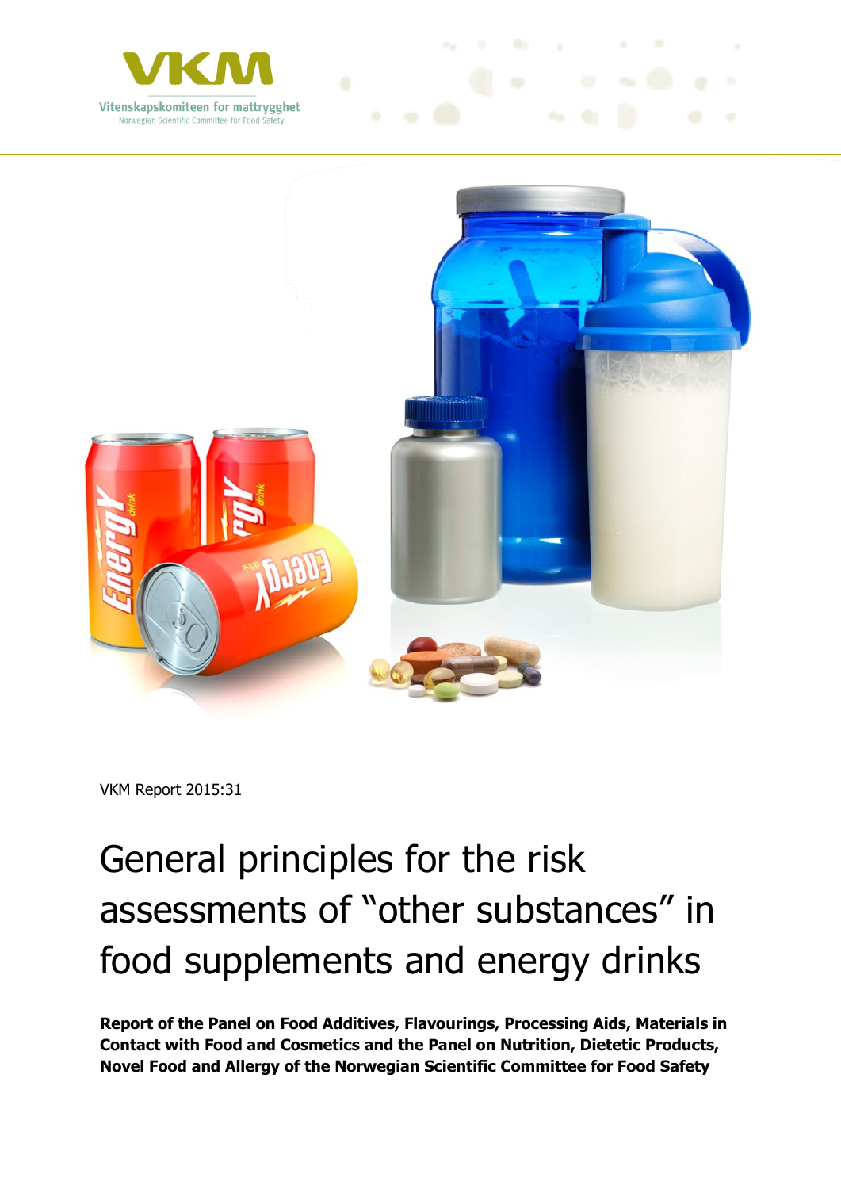VKM

Vitenskapskomiteen for mattrygghet
Norwegian Scientific Committee for Food Safety

VKM Report 2015:31

# General principles for the risk assessments of "other substances" in food supplements and energy drinks

**Report of the Panel on Food Additives, Flavourings, Processing Aids, Materials in Contact with Food and Cosmetics and the Panel on Nutrition, Dietetic Products, Novel Food and Allergy of the Norwegian Scientific Committee for Food Safety**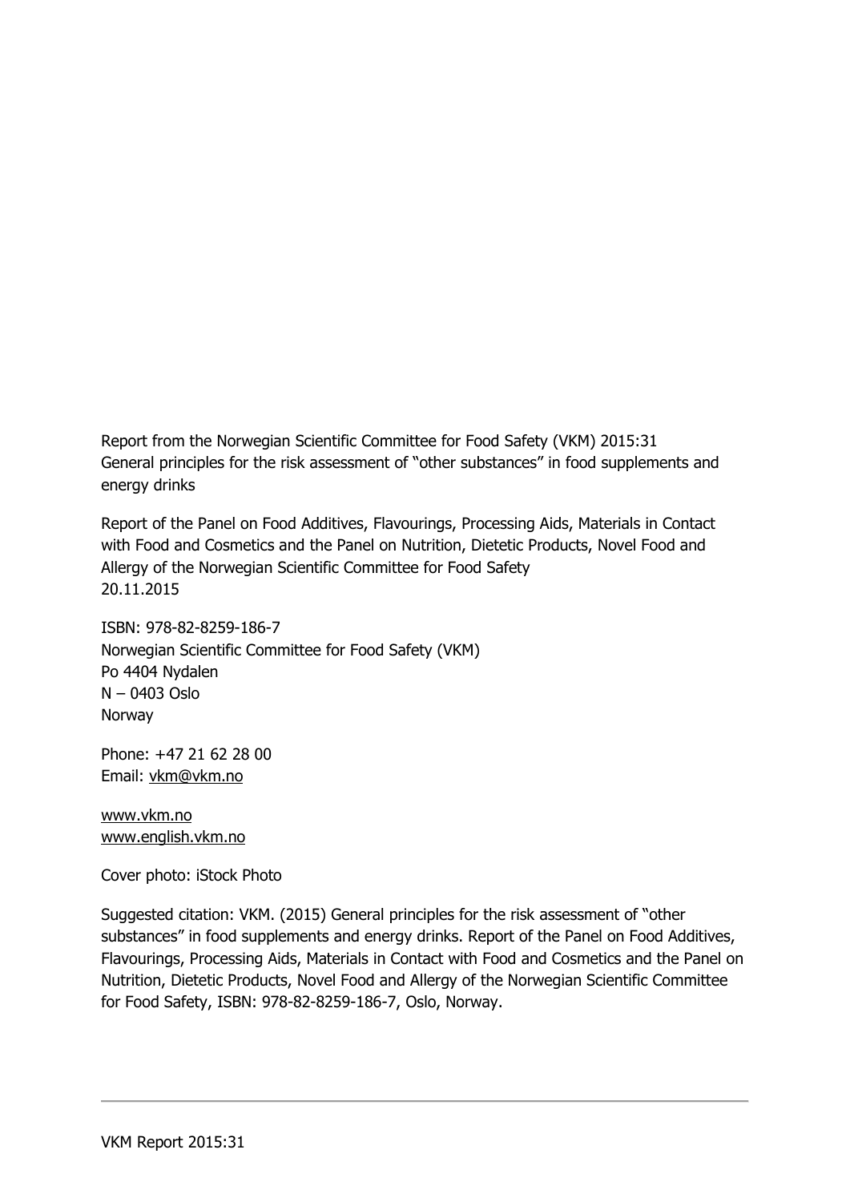Report from the Norwegian Scientific Committee for Food Safety (VKM) 2015:31
General principles for the risk assessment of "other substances" in food supplements and energy drinks

Report of the Panel on Food Additives, Flavourings, Processing Aids, Materials in Contact with Food and Cosmetics and the Panel on Nutrition, Dietetic Products, Novel Food and Allergy of the Norwegian Scientific Committee for Food Safety
20.11.2015

ISBN: 978-82-8259-186-7
Norwegian Scientific Committee for Food Safety (VKM)
Po 4404 Nydalen
N – 0403 Oslo
Norway

Phone: +47 21 62 28 00
Email: vkm@vkm.no

www.vkm.no
www.english.vkm.no

Cover photo: iStock Photo

Suggested citation: VKM. (2015) General principles for the risk assessment of "other substances" in food supplements and energy drinks. Report of the Panel on Food Additives, Flavourings, Processing Aids, Materials in Contact with Food and Cosmetics and the Panel on Nutrition, Dietetic Products, Novel Food and Allergy of the Norwegian Scientific Committee for Food Safety, ISBN: 978-82-8259-186-7, Oslo, Norway.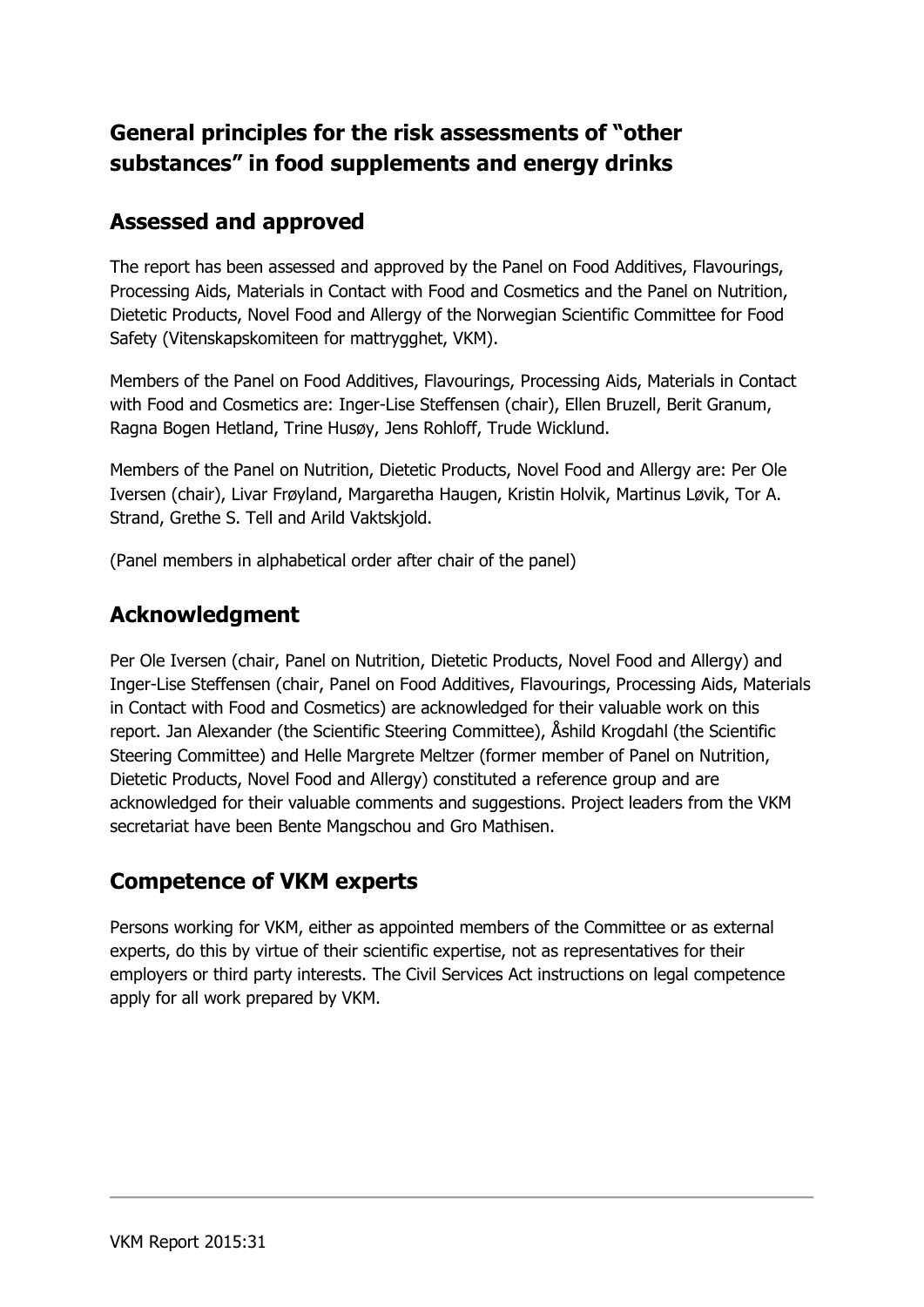# General principles for the risk assessments of "other substances" in food supplements and energy drinks

## Assessed and approved

The report has been assessed and approved by the Panel on Food Additives, Flavourings, Processing Aids, Materials in Contact with Food and Cosmetics and the Panel on Nutrition, Dietetic Products, Novel Food and Allergy of the Norwegian Scientific Committee for Food Safety (Vitenskapskomiteen for mattrygghet, VKM).

Members of the Panel on Food Additives, Flavourings, Processing Aids, Materials in Contact with Food and Cosmetics are: Inger-Lise Steffensen (chair), Ellen Bruzell, Berit Granum, Ragna Bogen Hetland, Trine Husøy, Jens Rohloff, Trude Wicklund.

Members of the Panel on Nutrition, Dietetic Products, Novel Food and Allergy are: Per Ole Iversen (chair), Livar Frøyland, Margaretha Haugen, Kristin Holvik, Martinus Løvik, Tor A. Strand, Grethe S. Tell and Arild Vaktskjold.

(Panel members in alphabetical order after chair of the panel)

## Acknowledgment

Per Ole Iversen (chair, Panel on Nutrition, Dietetic Products, Novel Food and Allergy) and Inger-Lise Steffensen (chair, Panel on Food Additives, Flavourings, Processing Aids, Materials in Contact with Food and Cosmetics) are acknowledged for their valuable work on this report. Jan Alexander (the Scientific Steering Committee), Åshild Krogdahl (the Scientific Steering Committee) and Helle Margrete Meltzer (former member of Panel on Nutrition, Dietetic Products, Novel Food and Allergy) constituted a reference group and are acknowledged for their valuable comments and suggestions. Project leaders from the VKM secretariat have been Bente Mangschou and Gro Mathisen.

## Competence of VKM experts

Persons working for VKM, either as appointed members of the Committee or as external experts, do this by virtue of their scientific expertise, not as representatives for their employers or third party interests. The Civil Services Act instructions on legal competence apply for all work prepared by VKM.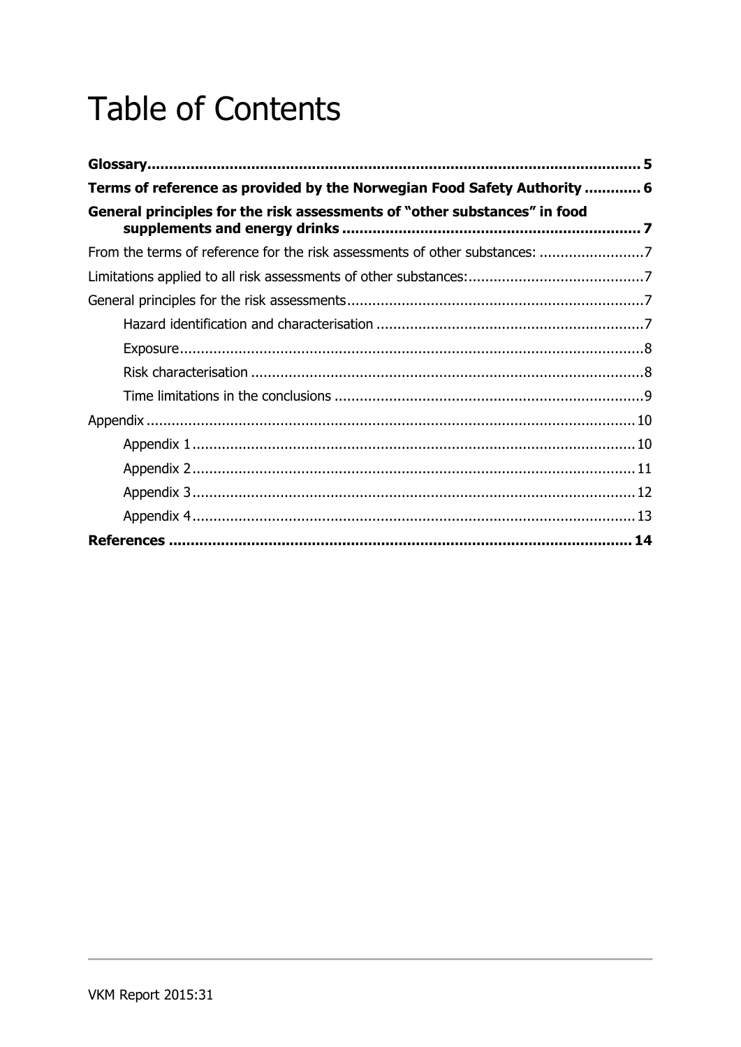# Table of Contents

**Glossary** ........ **5**

**Terms of reference as provided by the Norwegian Food Safety Authority** ........ **6**

**General principles for the risk assessments of "other substances" in food supplements and energy drinks** ........ **7**

From the terms of reference for the risk assessments of other substances: ........ 7

Limitations applied to all risk assessments of other substances: ........ 7

General principles for the risk assessments ........ 7

- Hazard identification and characterisation ........ 7
- Exposure ........ 8
- Risk characterisation ........ 8
- Time limitations in the conclusions ........ 9

Appendix ........ 10

- Appendix 1 ........ 10
- Appendix 2 ........ 11
- Appendix 3 ........ 12
- Appendix 4 ........ 13

**References** ........ **14**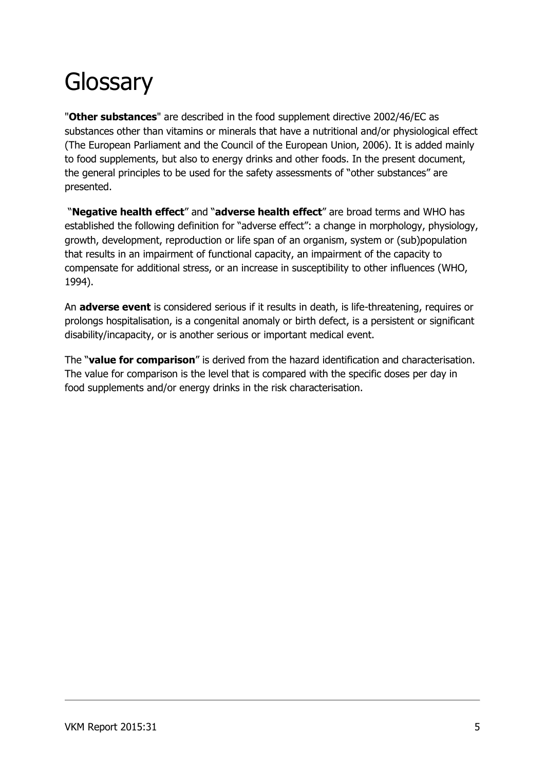# Glossary

"**Other substances**" are described in the food supplement directive 2002/46/EC as substances other than vitamins or minerals that have a nutritional and/or physiological effect (The European Parliament and the Council of the European Union, 2006). It is added mainly to food supplements, but also to energy drinks and other foods. In the present document, the general principles to be used for the safety assessments of "other substances" are presented.

"**Negative health effect**" and "**adverse health effect**" are broad terms and WHO has established the following definition for "adverse effect": a change in morphology, physiology, growth, development, reproduction or life span of an organism, system or (sub)population that results in an impairment of functional capacity, an impairment of the capacity to compensate for additional stress, or an increase in susceptibility to other influences (WHO, 1994).

An **adverse event** is considered serious if it results in death, is life-threatening, requires or prolongs hospitalisation, is a congenital anomaly or birth defect, is a persistent or significant disability/incapacity, or is another serious or important medical event.

The "**value for comparison**" is derived from the hazard identification and characterisation. The value for comparison is the level that is compared with the specific doses per day in food supplements and/or energy drinks in the risk characterisation.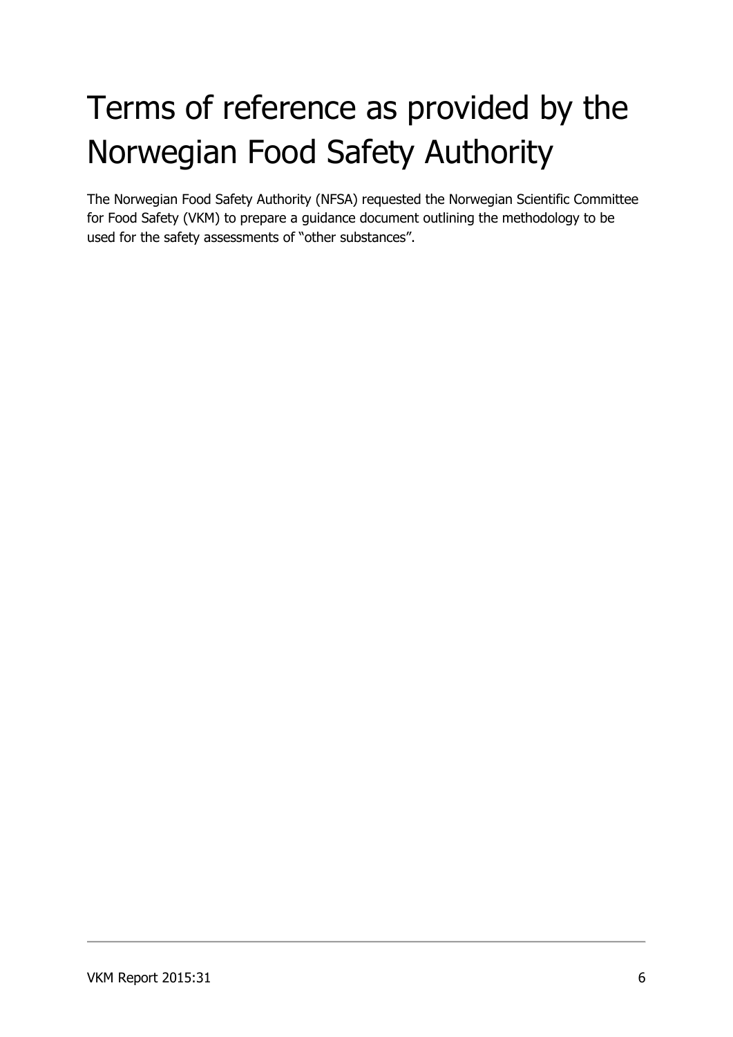# Terms of reference as provided by the Norwegian Food Safety Authority

The Norwegian Food Safety Authority (NFSA) requested the Norwegian Scientific Committee for Food Safety (VKM) to prepare a guidance document outlining the methodology to be used for the safety assessments of "other substances".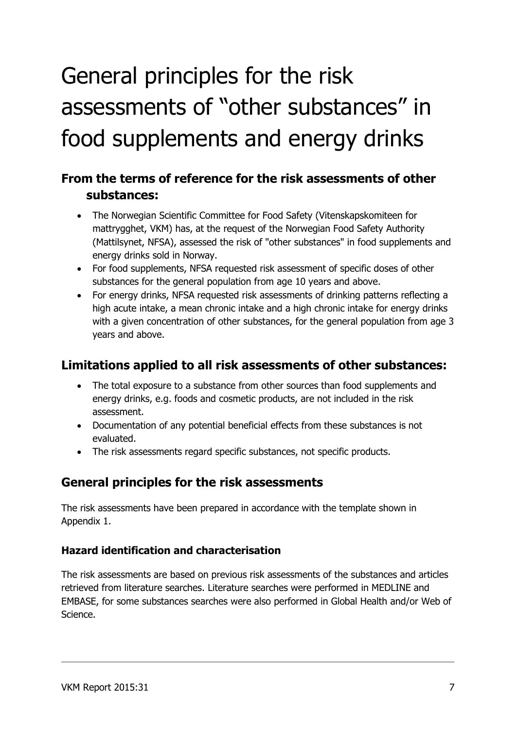# General principles for the risk assessments of "other substances" in food supplements and energy drinks

## From the terms of reference for the risk assessments of other substances:

- The Norwegian Scientific Committee for Food Safety (Vitenskapskomiteen for mattrygghet, VKM) has, at the request of the Norwegian Food Safety Authority (Mattilsynet, NFSA), assessed the risk of "other substances" in food supplements and energy drinks sold in Norway.
- For food supplements, NFSA requested risk assessment of specific doses of other substances for the general population from age 10 years and above.
- For energy drinks, NFSA requested risk assessments of drinking patterns reflecting a high acute intake, a mean chronic intake and a high chronic intake for energy drinks with a given concentration of other substances, for the general population from age 3 years and above.

## Limitations applied to all risk assessments of other substances:

- The total exposure to a substance from other sources than food supplements and energy drinks, e.g. foods and cosmetic products, are not included in the risk assessment.
- Documentation of any potential beneficial effects from these substances is not evaluated.
- The risk assessments regard specific substances, not specific products.

## General principles for the risk assessments

The risk assessments have been prepared in accordance with the template shown in Appendix 1.

### Hazard identification and characterisation

The risk assessments are based on previous risk assessments of the substances and articles retrieved from literature searches. Literature searches were performed in MEDLINE and EMBASE, for some substances searches were also performed in Global Health and/or Web of Science.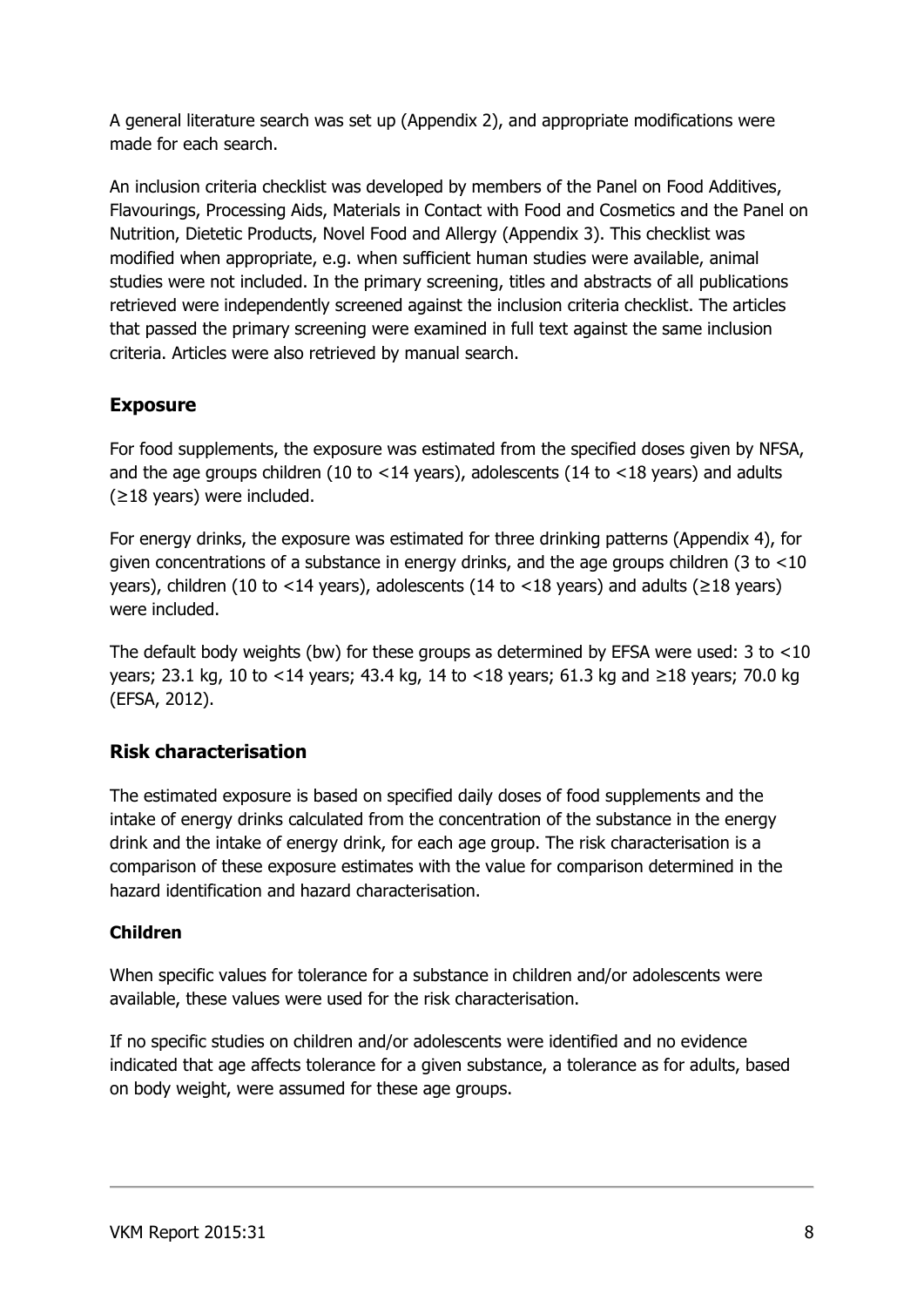A general literature search was set up (Appendix 2), and appropriate modifications were made for each search.

An inclusion criteria checklist was developed by members of the Panel on Food Additives, Flavourings, Processing Aids, Materials in Contact with Food and Cosmetics and the Panel on Nutrition, Dietetic Products, Novel Food and Allergy (Appendix 3). This checklist was modified when appropriate, e.g. when sufficient human studies were available, animal studies were not included. In the primary screening, titles and abstracts of all publications retrieved were independently screened against the inclusion criteria checklist. The articles that passed the primary screening were examined in full text against the same inclusion criteria. Articles were also retrieved by manual search.

## Exposure

For food supplements, the exposure was estimated from the specified doses given by NFSA, and the age groups children (10 to <14 years), adolescents (14 to <18 years) and adults (≥18 years) were included.

For energy drinks, the exposure was estimated for three drinking patterns (Appendix 4), for given concentrations of a substance in energy drinks, and the age groups children (3 to <10 years), children (10 to <14 years), adolescents (14 to <18 years) and adults (≥18 years) were included.

The default body weights (bw) for these groups as determined by EFSA were used: 3 to <10 years; 23.1 kg, 10 to <14 years; 43.4 kg, 14 to <18 years; 61.3 kg and ≥18 years; 70.0 kg (EFSA, 2012).

## Risk characterisation

The estimated exposure is based on specified daily doses of food supplements and the intake of energy drinks calculated from the concentration of the substance in the energy drink and the intake of energy drink, for each age group. The risk characterisation is a comparison of these exposure estimates with the value for comparison determined in the hazard identification and hazard characterisation.

### Children

When specific values for tolerance for a substance in children and/or adolescents were available, these values were used for the risk characterisation.

If no specific studies on children and/or adolescents were identified and no evidence indicated that age affects tolerance for a given substance, a tolerance as for adults, based on body weight, were assumed for these age groups.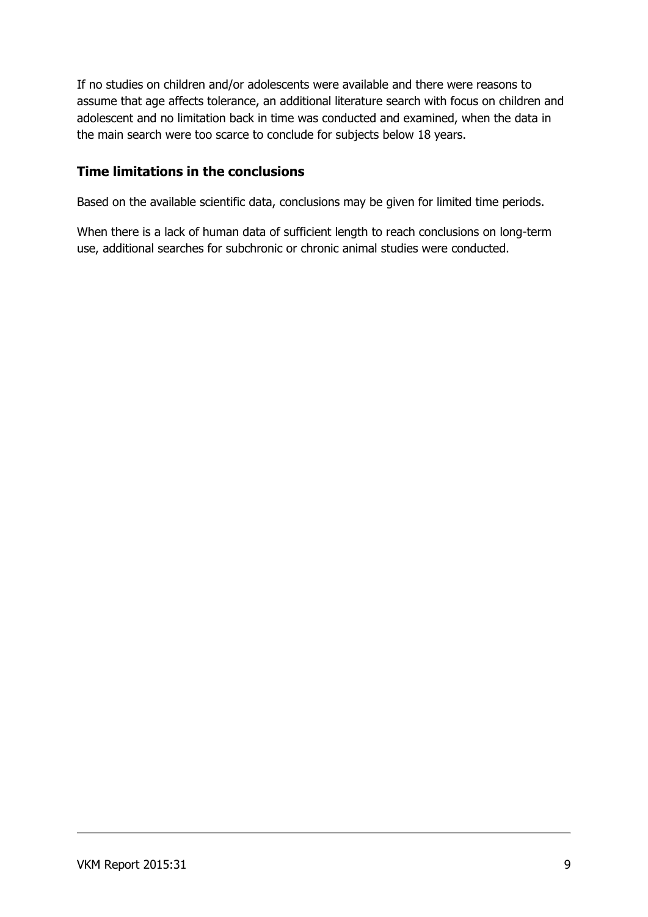If no studies on children and/or adolescents were available and there were reasons to assume that age affects tolerance, an additional literature search with focus on children and adolescent and no limitation back in time was conducted and examined, when the data in the main search were too scarce to conclude for subjects below 18 years.

## Time limitations in the conclusions

Based on the available scientific data, conclusions may be given for limited time periods.

When there is a lack of human data of sufficient length to reach conclusions on long-term use, additional searches for subchronic or chronic animal studies were conducted.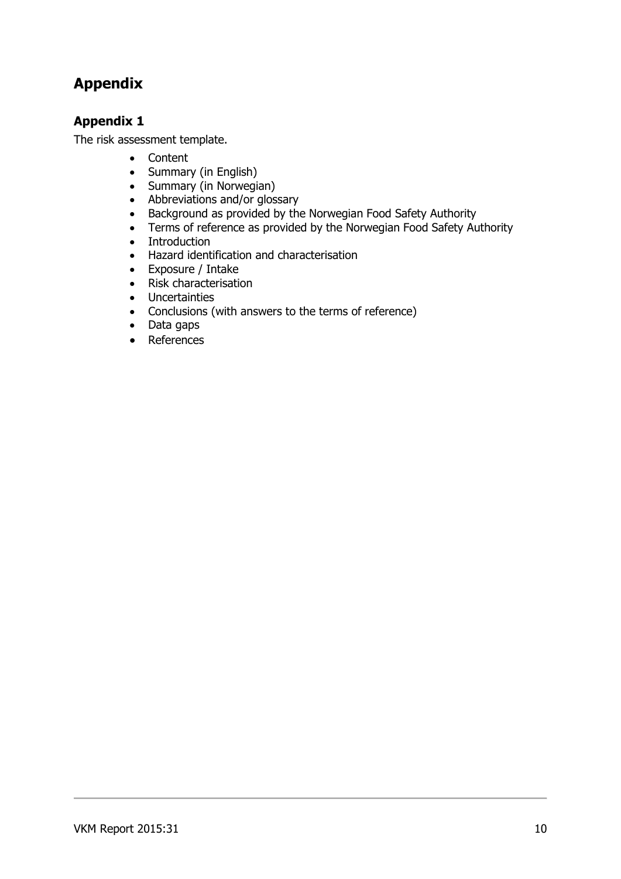# Appendix

## Appendix 1

The risk assessment template.

- Content
- Summary (in English)
- Summary (in Norwegian)
- Abbreviations and/or glossary
- Background as provided by the Norwegian Food Safety Authority
- Terms of reference as provided by the Norwegian Food Safety Authority
- Introduction
- Hazard identification and characterisation
- Exposure / Intake
- Risk characterisation
- Uncertainties
- Conclusions (with answers to the terms of reference)
- Data gaps
- References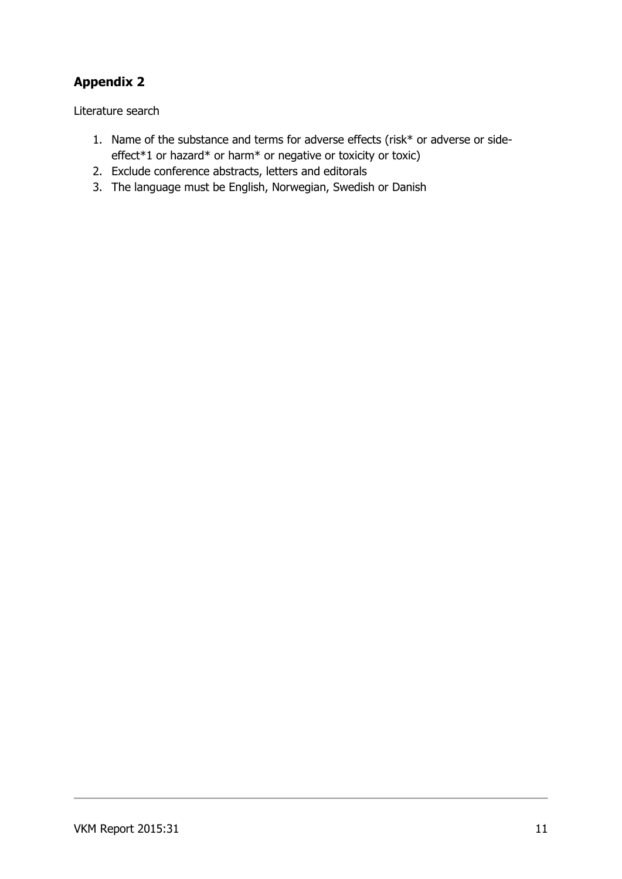## Appendix 2

Literature search

1. Name of the substance and terms for adverse effects (risk* or adverse or side-effect*1 or hazard* or harm* or negative or toxicity or toxic)
2. Exclude conference abstracts, letters and editorals
3. The language must be English, Norwegian, Swedish or Danish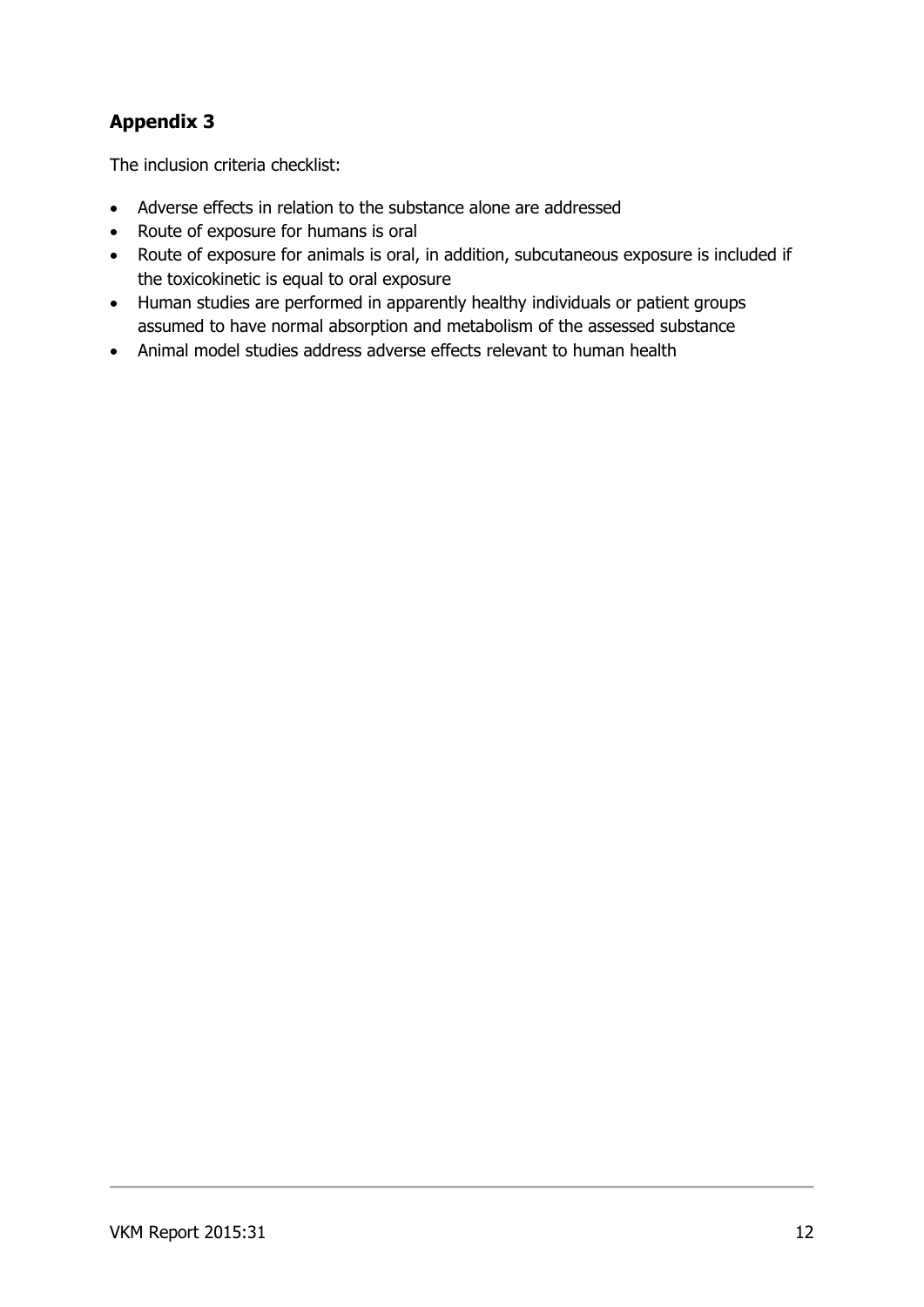## Appendix 3

The inclusion criteria checklist:

- Adverse effects in relation to the substance alone are addressed
- Route of exposure for humans is oral
- Route of exposure for animals is oral, in addition, subcutaneous exposure is included if the toxicokinetic is equal to oral exposure
- Human studies are performed in apparently healthy individuals or patient groups assumed to have normal absorption and metabolism of the assessed substance
- Animal model studies address adverse effects relevant to human health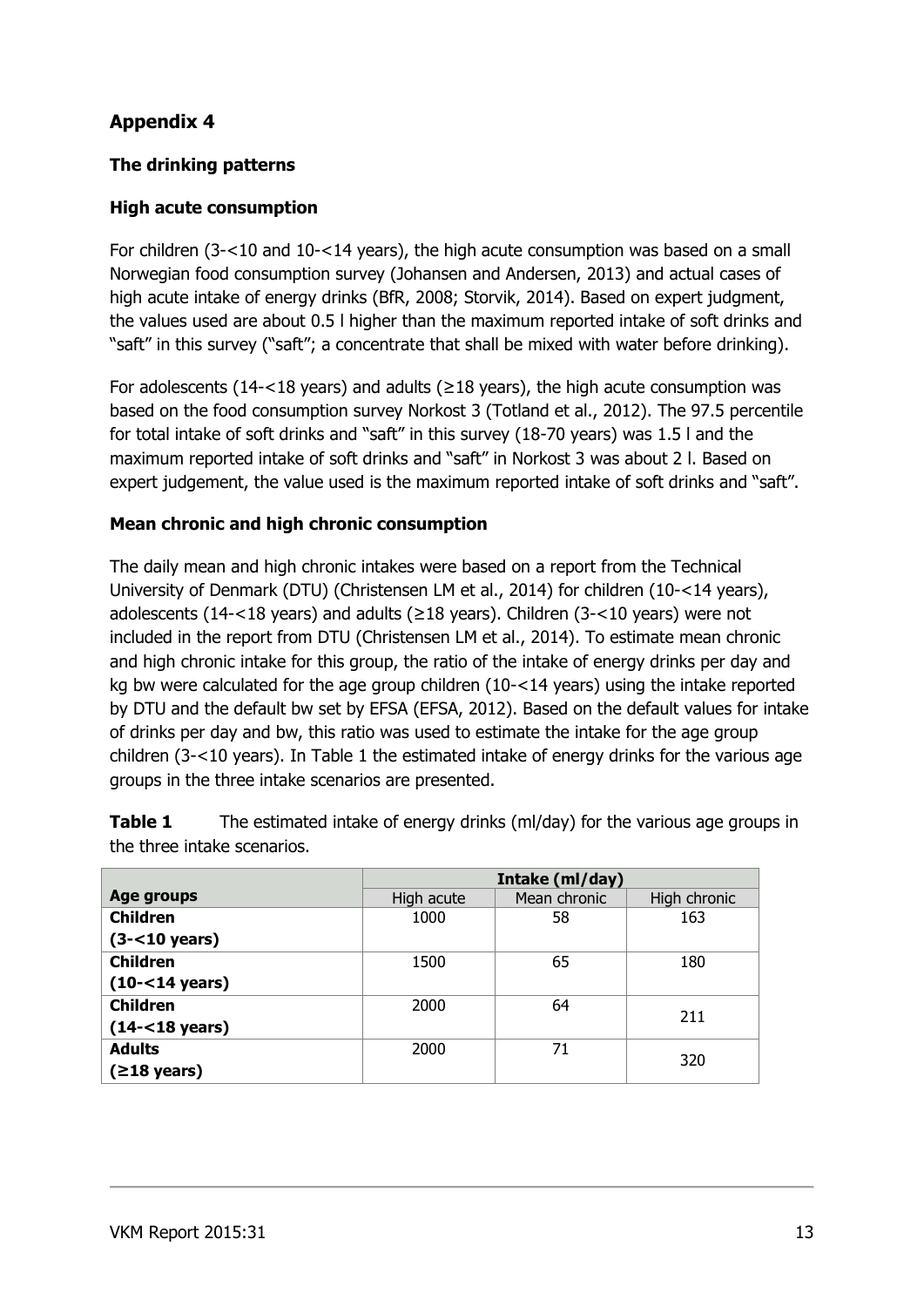## Appendix 4

### The drinking patterns

#### High acute consumption

For children (3-<10 and 10-<14 years), the high acute consumption was based on a small Norwegian food consumption survey (Johansen and Andersen, 2013) and actual cases of high acute intake of energy drinks (BfR, 2008; Storvik, 2014). Based on expert judgment, the values used are about 0.5 l higher than the maximum reported intake of soft drinks and "saft" in this survey ("saft"; a concentrate that shall be mixed with water before drinking).

For adolescents (14-<18 years) and adults (≥18 years), the high acute consumption was based on the food consumption survey Norkost 3 (Totland et al., 2012). The 97.5 percentile for total intake of soft drinks and "saft" in this survey (18-70 years) was 1.5 l and the maximum reported intake of soft drinks and "saft" in Norkost 3 was about 2 l. Based on expert judgement, the value used is the maximum reported intake of soft drinks and "saft".

#### Mean chronic and high chronic consumption

The daily mean and high chronic intakes were based on a report from the Technical University of Denmark (DTU) (Christensen LM et al., 2014) for children (10-<14 years), adolescents (14-<18 years) and adults (≥18 years). Children (3-<10 years) were not included in the report from DTU (Christensen LM et al., 2014). To estimate mean chronic and high chronic intake for this group, the ratio of the intake of energy drinks per day and kg bw were calculated for the age group children (10-<14 years) using the intake reported by DTU and the default bw set by EFSA (EFSA, 2012). Based on the default values for intake of drinks per day and bw, this ratio was used to estimate the intake for the age group children (3-<10 years). In Table 1 the estimated intake of energy drinks for the various age groups in the three intake scenarios are presented.

**Table 1** The estimated intake of energy drinks (ml/day) for the various age groups in the three intake scenarios.

| | **Intake (ml/day)** | | |
|---|---|---|---|
| **Age groups** | High acute | Mean chronic | High chronic |
| **Children (3-<10 years)** | 1000 | 58 | 163 |
| **Children (10-<14 years)** | 1500 | 65 | 180 |
| **Children (14-<18 years)** | 2000 | 64 | 211 |
| **Adults (≥18 years)** | 2000 | 71 | 320 |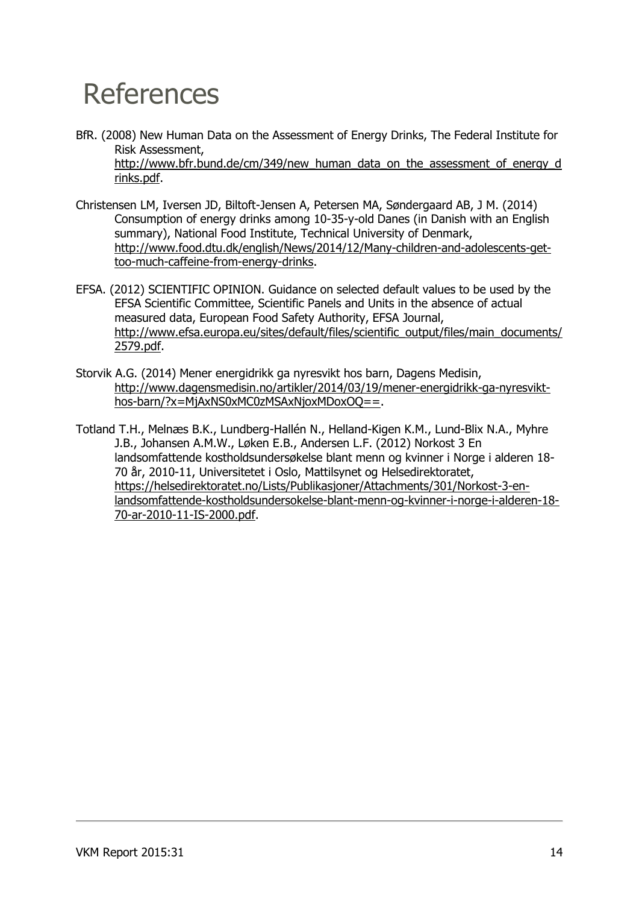# References

BfR. (2008) New Human Data on the Assessment of Energy Drinks, The Federal Institute for Risk Assessment, http://www.bfr.bund.de/cm/349/new_human_data_on_the_assessment_of_energy_drinks.pdf.

Christensen LM, Iversen JD, Biltoft-Jensen A, Petersen MA, Søndergaard AB, J M. (2014) Consumption of energy drinks among 10-35-y-old Danes (in Danish with an English summary), National Food Institute, Technical University of Denmark, http://www.food.dtu.dk/english/News/2014/12/Many-children-and-adolescents-get-too-much-caffeine-from-energy-drinks.

EFSA. (2012) SCIENTIFIC OPINION. Guidance on selected default values to be used by the EFSA Scientific Committee, Scientific Panels and Units in the absence of actual measured data, European Food Safety Authority, EFSA Journal, http://www.efsa.europa.eu/sites/default/files/scientific_output/files/main_documents/2579.pdf.

Storvik A.G. (2014) Mener energidrikk ga nyresvikt hos barn, Dagens Medisin, http://www.dagensmedisin.no/artikler/2014/03/19/mener-energidrikk-ga-nyresvikt-hos-barn/?x=MjAxNS0xMC0zMSAxNjoxMDoxOQ==.

Totland T.H., Melnæs B.K., Lundberg-Hallén N., Helland-Kigen K.M., Lund-Blix N.A., Myhre J.B., Johansen A.M.W., Løken E.B., Andersen L.F. (2012) Norkost 3 En landsomfattende kostholdsundersøkelse blant menn og kvinner i Norge i alderen 18-70 år, 2010-11, Universitetet i Oslo, Mattilsynet og Helsedirektoratet, https://helsedirektoratet.no/Lists/Publikasjoner/Attachments/301/Norkost-3-en-landsomfattende-kostholdsundersokelse-blant-menn-og-kvinner-i-norge-i-alderen-18-70-ar-2010-11-IS-2000.pdf.